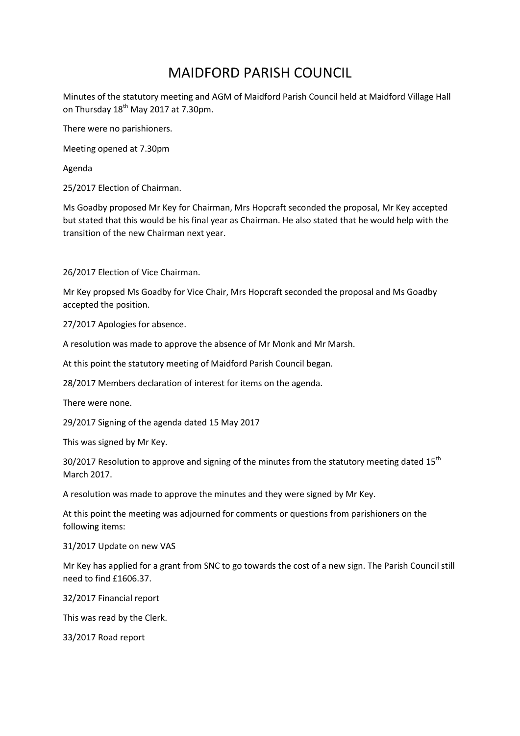# MAIDFORD PARISH COUNCIL

Minutes of the statutory meeting and AGM of Maidford Parish Council held at Maidford Village Hall on Thursday 18th May 2017 at 7.30pm.

There were no parishioners.

Meeting opened at 7.30pm

Agenda

25/2017 Election of Chairman.

Ms Goadby proposed Mr Key for Chairman, Mrs Hopcraft seconded the proposal, Mr Key accepted but stated that this would be his final year as Chairman. He also stated that he would help with the transition of the new Chairman next year.

26/2017 Election of Vice Chairman.

Mr Key propsed Ms Goadby for Vice Chair, Mrs Hopcraft seconded the proposal and Ms Goadby accepted the position.

27/2017 Apologies for absence.

A resolution was made to approve the absence of Mr Monk and Mr Marsh.

At this point the statutory meeting of Maidford Parish Council began.

28/2017 Members declaration of interest for items on the agenda.

There were none.

29/2017 Signing of the agenda dated 15 May 2017

This was signed by Mr Key.

30/2017 Resolution to approve and signing of the minutes from the statutory meeting dated 15th March 2017.

A resolution was made to approve the minutes and they were signed by Mr Key.

At this point the meeting was adjourned for comments or questions from parishioners on the following items:

31/2017 Update on new VAS

Mr Key has applied for a grant from SNC to go towards the cost of a new sign. The Parish Council still need to find £1606.37.

32/2017 Financial report

This was read by the Clerk.

33/2017 Road report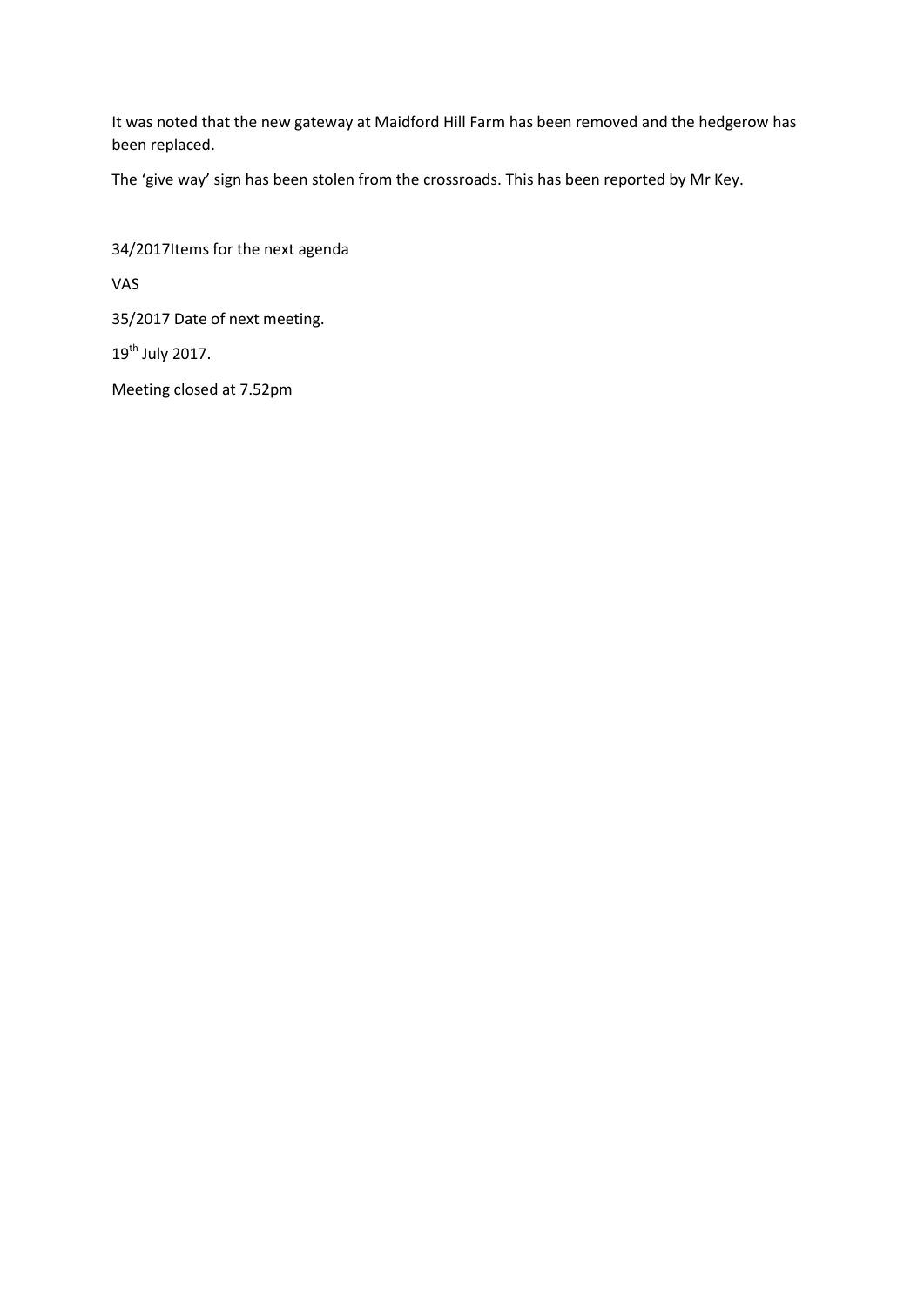It was noted that the new gateway at Maidford Hill Farm has been removed and the hedgerow has been replaced.

The 'give way' sign has been stolen from the crossroads. This has been reported by Mr Key.

34/2017Items for the next agenda

VAS

35/2017 Date of next meeting.

19th July 2017.

Meeting closed at 7.52pm